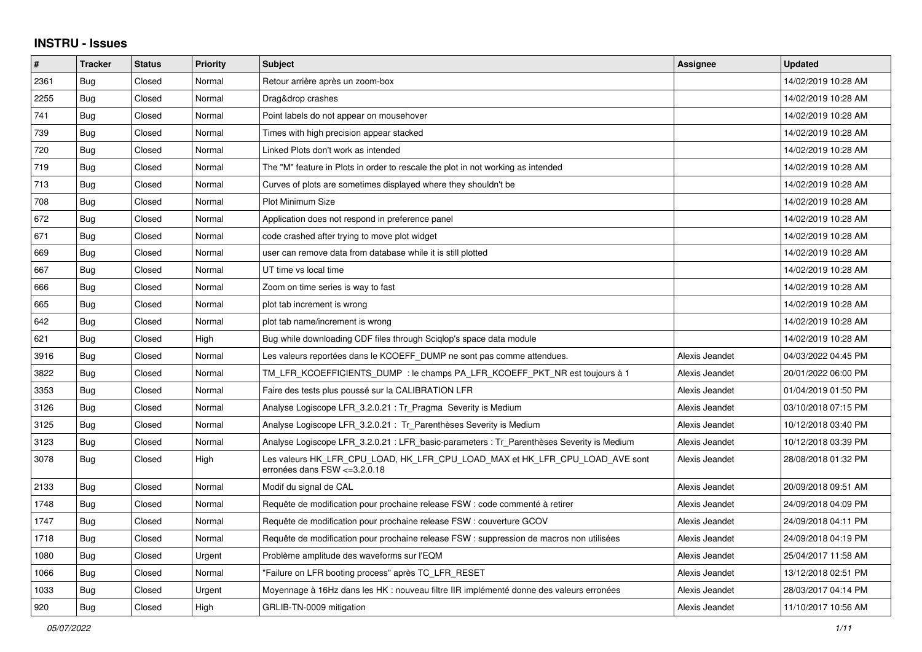# INSTRU - Issues

| # | Tracker | Status | Priority | Subject | Assignee | Updated |
|---|---|---|---|---|---|---|
| 2361 | Bug | Closed | Normal | Retour arrière après un zoom-box | | 14/02/2019 10:28 AM |
| 2255 | Bug | Closed | Normal | Drag&drop crashes | | 14/02/2019 10:28 AM |
| 741 | Bug | Closed | Normal | Point labels do not appear on mousehover | | 14/02/2019 10:28 AM |
| 739 | Bug | Closed | Normal | Times with high precision appear stacked | | 14/02/2019 10:28 AM |
| 720 | Bug | Closed | Normal | Linked Plots don't work as intended | | 14/02/2019 10:28 AM |
| 719 | Bug | Closed | Normal | The "M" feature in Plots in order to rescale the plot in not working as intended | | 14/02/2019 10:28 AM |
| 713 | Bug | Closed | Normal | Curves of plots are sometimes displayed where they shouldn't be | | 14/02/2019 10:28 AM |
| 708 | Bug | Closed | Normal | Plot Minimum Size | | 14/02/2019 10:28 AM |
| 672 | Bug | Closed | Normal | Application does not respond in preference panel | | 14/02/2019 10:28 AM |
| 671 | Bug | Closed | Normal | code crashed after trying to move plot widget | | 14/02/2019 10:28 AM |
| 669 | Bug | Closed | Normal | user can remove data from database while it is still plotted | | 14/02/2019 10:28 AM |
| 667 | Bug | Closed | Normal | UT time vs local time | | 14/02/2019 10:28 AM |
| 666 | Bug | Closed | Normal | Zoom on time series is way to fast | | 14/02/2019 10:28 AM |
| 665 | Bug | Closed | Normal | plot tab increment is wrong | | 14/02/2019 10:28 AM |
| 642 | Bug | Closed | Normal | plot tab name/increment is wrong | | 14/02/2019 10:28 AM |
| 621 | Bug | Closed | High | Bug while downloading CDF files through Sciqlop's space data module | | 14/02/2019 10:28 AM |
| 3916 | Bug | Closed | Normal | Les valeurs reportées dans le KCOEFF_DUMP ne sont pas comme attendues. | Alexis Jeandet | 04/03/2022 04:45 PM |
| 3822 | Bug | Closed | Normal | TM_LFR_KCOEFFICIENTS_DUMP : le champs PA_LFR_KCOEFF_PKT_NR est toujours à 1 | Alexis Jeandet | 20/01/2022 06:00 PM |
| 3353 | Bug | Closed | Normal | Faire des tests plus poussé sur la CALIBRATION LFR | Alexis Jeandet | 01/04/2019 01:50 PM |
| 3126 | Bug | Closed | Normal | Analyse Logiscope LFR_3.2.0.21 : Tr_Pragma Severity is Medium | Alexis Jeandet | 03/10/2018 07:15 PM |
| 3125 | Bug | Closed | Normal | Analyse Logiscope LFR_3.2.0.21 : Tr_Parenthèses Severity is Medium | Alexis Jeandet | 10/12/2018 03:40 PM |
| 3123 | Bug | Closed | Normal | Analyse Logiscope LFR_3.2.0.21 : LFR_basic-parameters : Tr_Parenthèses Severity is Medium | Alexis Jeandet | 10/12/2018 03:39 PM |
| 3078 | Bug | Closed | High | Les valeurs HK_LFR_CPU_LOAD, HK_LFR_CPU_LOAD_MAX et HK_LFR_CPU_LOAD_AVE sont erronées dans FSW <=3.2.0.18 | Alexis Jeandet | 28/08/2018 01:32 PM |
| 2133 | Bug | Closed | Normal | Modif du signal de CAL | Alexis Jeandet | 20/09/2018 09:51 AM |
| 1748 | Bug | Closed | Normal | Requête de modification pour prochaine release FSW : code commenté à retirer | Alexis Jeandet | 24/09/2018 04:09 PM |
| 1747 | Bug | Closed | Normal | Requête de modification pour prochaine release FSW : couverture GCOV | Alexis Jeandet | 24/09/2018 04:11 PM |
| 1718 | Bug | Closed | Normal | Requête de modification pour prochaine release FSW : suppression de macros non utilisées | Alexis Jeandet | 24/09/2018 04:19 PM |
| 1080 | Bug | Closed | Urgent | Problème amplitude des waveforms sur l'EQM | Alexis Jeandet | 25/04/2017 11:58 AM |
| 1066 | Bug | Closed | Normal | "Failure on LFR booting process" après TC_LFR_RESET | Alexis Jeandet | 13/12/2018 02:51 PM |
| 1033 | Bug | Closed | Urgent | Moyennage à 16Hz dans les HK : nouveau filtre IIR implémenté donne des valeurs erronées | Alexis Jeandet | 28/03/2017 04:14 PM |
| 920 | Bug | Closed | High | GRLIB-TN-0009 mitigation | Alexis Jeandet | 11/10/2017 10:56 AM |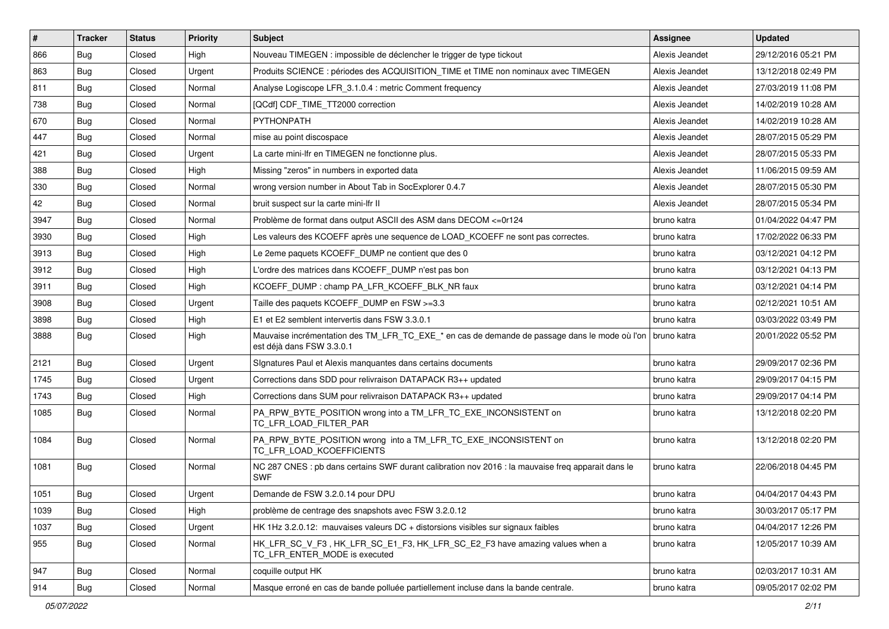| # | Tracker | Status | Priority | Subject | Assignee | Updated |
|---|---|---|---|---|---|---|
| 866 | Bug | Closed | High | Nouveau TIMEGEN : impossible de déclencher le trigger de type tickout | Alexis Jeandet | 29/12/2016 05:21 PM |
| 863 | Bug | Closed | Urgent | Produits SCIENCE : périodes des ACQUISITION_TIME et TIME non nominaux avec TIMEGEN | Alexis Jeandet | 13/12/2018 02:49 PM |
| 811 | Bug | Closed | Normal | Analyse Logiscope LFR_3.1.0.4 : metric Comment frequency | Alexis Jeandet | 27/03/2019 11:08 PM |
| 738 | Bug | Closed | Normal | [QCdf] CDF_TIME_TT2000 correction | Alexis Jeandet | 14/02/2019 10:28 AM |
| 670 | Bug | Closed | Normal | PYTHONPATH | Alexis Jeandet | 14/02/2019 10:28 AM |
| 447 | Bug | Closed | Normal | mise au point discospace | Alexis Jeandet | 28/07/2015 05:29 PM |
| 421 | Bug | Closed | Urgent | La carte mini-lfr en TIMEGEN ne fonctionne plus. | Alexis Jeandet | 28/07/2015 05:33 PM |
| 388 | Bug | Closed | High | Missing "zeros" in numbers in exported data | Alexis Jeandet | 11/06/2015 09:59 AM |
| 330 | Bug | Closed | Normal | wrong version number in About Tab in SocExplorer 0.4.7 | Alexis Jeandet | 28/07/2015 05:30 PM |
| 42 | Bug | Closed | Normal | bruit suspect sur la carte mini-lfr II | Alexis Jeandet | 28/07/2015 05:34 PM |
| 3947 | Bug | Closed | Normal | Problème de format dans output ASCII des ASM dans DECOM <=0r124 | bruno katra | 01/04/2022 04:47 PM |
| 3930 | Bug | Closed | High | Les valeurs des KCOEFF après une sequence de LOAD_KCOEFF ne sont pas correctes. | bruno katra | 17/02/2022 06:33 PM |
| 3913 | Bug | Closed | High | Le 2eme paquets KCOEFF_DUMP ne contient que des 0 | bruno katra | 03/12/2021 04:12 PM |
| 3912 | Bug | Closed | High | L'ordre des matrices dans KCOEFF_DUMP n'est pas bon | bruno katra | 03/12/2021 04:13 PM |
| 3911 | Bug | Closed | High | KCOEFF_DUMP : champ PA_LFR_KCOEFF_BLK_NR faux | bruno katra | 03/12/2021 04:14 PM |
| 3908 | Bug | Closed | Urgent | Taille des paquets KCOEFF_DUMP en FSW >=3.3 | bruno katra | 02/12/2021 10:51 AM |
| 3898 | Bug | Closed | High | E1 et E2 semblent intervertis dans FSW 3.3.0.1 | bruno katra | 03/03/2022 03:49 PM |
| 3888 | Bug | Closed | High | Mauvaise incrémentation des TM_LFR_TC_EXE_* en cas de demande de passage dans le mode où l'on est déjà dans FSW 3.3.0.1 | bruno katra | 20/01/2022 05:52 PM |
| 2121 | Bug | Closed | Urgent | SIgnatures Paul et Alexis manquantes dans certains documents | bruno katra | 29/09/2017 02:36 PM |
| 1745 | Bug | Closed | Urgent | Corrections dans SDD pour relivraison DATAPACK R3++ updated | bruno katra | 29/09/2017 04:15 PM |
| 1743 | Bug | Closed | High | Corrections dans SUM pour relivraison DATAPACK R3++ updated | bruno katra | 29/09/2017 04:14 PM |
| 1085 | Bug | Closed | Normal | PA_RPW_BYTE_POSITION wrong into a TM_LFR_TC_EXE_INCONSISTENT on TC_LFR_LOAD_FILTER_PAR | bruno katra | 13/12/2018 02:20 PM |
| 1084 | Bug | Closed | Normal | PA_RPW_BYTE_POSITION wrong into a TM_LFR_TC_EXE_INCONSISTENT on TC_LFR_LOAD_KCOEFFICIENTS | bruno katra | 13/12/2018 02:20 PM |
| 1081 | Bug | Closed | Normal | NC 287 CNES : pb dans certains SWF durant calibration nov 2016 : la mauvaise freq apparait dans le SWF | bruno katra | 22/06/2018 04:45 PM |
| 1051 | Bug | Closed | Urgent | Demande de FSW 3.2.0.14 pour DPU | bruno katra | 04/04/2017 04:43 PM |
| 1039 | Bug | Closed | High | problème de centrage des snapshots avec FSW 3.2.0.12 | bruno katra | 30/03/2017 05:17 PM |
| 1037 | Bug | Closed | Urgent | HK 1Hz 3.2.0.12: mauvaises valeurs DC + distorsions visibles sur signaux faibles | bruno katra | 04/04/2017 12:26 PM |
| 955 | Bug | Closed | Normal | HK_LFR_SC_V_F3 , HK_LFR_SC_E1_F3, HK_LFR_SC_E2_F3 have amazing values when a TC_LFR_ENTER_MODE is executed | bruno katra | 12/05/2017 10:39 AM |
| 947 | Bug | Closed | Normal | coquille output HK | bruno katra | 02/03/2017 10:31 AM |
| 914 | Bug | Closed | Normal | Masque erroné en cas de bande polluée partiellement incluse dans la bande centrale. | bruno katra | 09/05/2017 02:02 PM |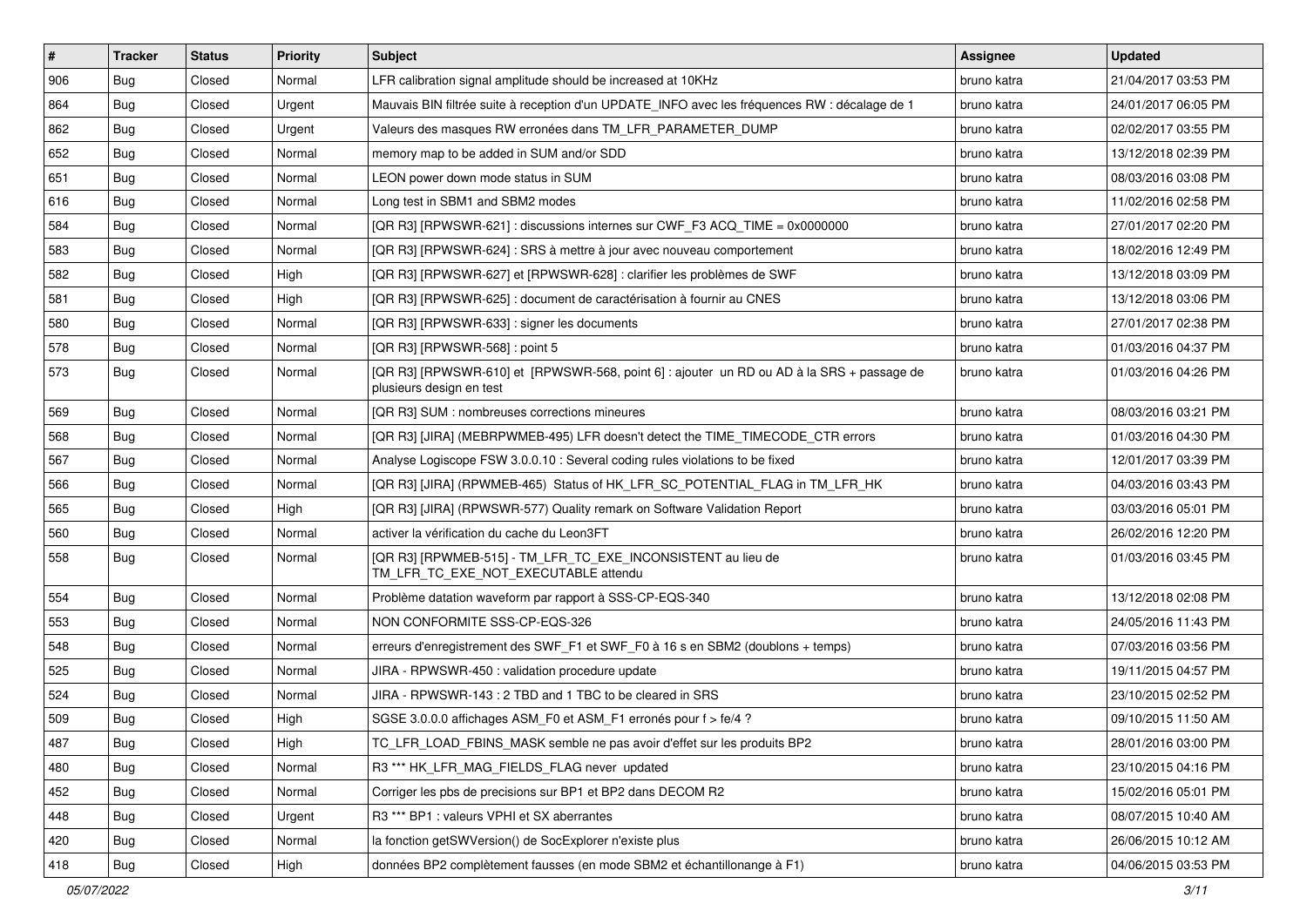| # | Tracker | Status | Priority | Subject | Assignee | Updated |
|---|---|---|---|---|---|---|
| 906 | Bug | Closed | Normal | LFR calibration signal amplitude should be increased at 10KHz | bruno katra | 21/04/2017 03:53 PM |
| 864 | Bug | Closed | Urgent | Mauvais BIN filtrée suite à reception d'un UPDATE_INFO avec les fréquences RW : décalage de 1 | bruno katra | 24/01/2017 06:05 PM |
| 862 | Bug | Closed | Urgent | Valeurs des masques RW erronées dans TM_LFR_PARAMETER_DUMP | bruno katra | 02/02/2017 03:55 PM |
| 652 | Bug | Closed | Normal | memory map to be added in SUM and/or SDD | bruno katra | 13/12/2018 02:39 PM |
| 651 | Bug | Closed | Normal | LEON power down mode status in SUM | bruno katra | 08/03/2016 03:08 PM |
| 616 | Bug | Closed | Normal | Long test in SBM1 and SBM2 modes | bruno katra | 11/02/2016 02:58 PM |
| 584 | Bug | Closed | Normal | [QR R3] [RPWSWR-621] : discussions internes sur CWF_F3 ACQ_TIME = 0x0000000 | bruno katra | 27/01/2017 02:20 PM |
| 583 | Bug | Closed | Normal | [QR R3] [RPWSWR-624] : SRS à mettre à jour avec nouveau comportement | bruno katra | 18/02/2016 12:49 PM |
| 582 | Bug | Closed | High | [QR R3] [RPWSWR-627] et [RPWSWR-628] : clarifier les problèmes de SWF | bruno katra | 13/12/2018 03:09 PM |
| 581 | Bug | Closed | High | [QR R3] [RPWSWR-625] : document de caractérisation à fournir au CNES | bruno katra | 13/12/2018 03:06 PM |
| 580 | Bug | Closed | Normal | [QR R3] [RPWSWR-633] : signer les documents | bruno katra | 27/01/2017 02:38 PM |
| 578 | Bug | Closed | Normal | [QR R3] [RPWSWR-568] : point 5 | bruno katra | 01/03/2016 04:37 PM |
| 573 | Bug | Closed | Normal | [QR R3] [RPWSWR-610] et [RPWSWR-568, point 6] : ajouter un RD ou AD à la SRS + passage de plusieurs design en test | bruno katra | 01/03/2016 04:26 PM |
| 569 | Bug | Closed | Normal | [QR R3] SUM : nombreuses corrections mineures | bruno katra | 08/03/2016 03:21 PM |
| 568 | Bug | Closed | Normal | [QR R3] [JIRA] (MEBRPWMEB-495) LFR doesn't detect the TIME_TIMECODE_CTR errors | bruno katra | 01/03/2016 04:30 PM |
| 567 | Bug | Closed | Normal | Analyse Logiscope FSW 3.0.0.10 : Several coding rules violations to be fixed | bruno katra | 12/01/2017 03:39 PM |
| 566 | Bug | Closed | Normal | [QR R3] [JIRA] (RPWMEB-465) Status of HK_LFR_SC_POTENTIAL_FLAG in TM_LFR_HK | bruno katra | 04/03/2016 03:43 PM |
| 565 | Bug | Closed | High | [QR R3] [JIRA] (RPWSWR-577) Quality remark on Software Validation Report | bruno katra | 03/03/2016 05:01 PM |
| 560 | Bug | Closed | Normal | activer la vérification du cache du Leon3FT | bruno katra | 26/02/2016 12:20 PM |
| 558 | Bug | Closed | Normal | [QR R3] [RPWMEB-515] - TM_LFR_TC_EXE_INCONSISTENT au lieu de TM_LFR_TC_EXE_NOT_EXECUTABLE attendu | bruno katra | 01/03/2016 03:45 PM |
| 554 | Bug | Closed | Normal | Problème datation waveform par rapport à SSS-CP-EQS-340 | bruno katra | 13/12/2018 02:08 PM |
| 553 | Bug | Closed | Normal | NON CONFORMITE SSS-CP-EQS-326 | bruno katra | 24/05/2016 11:43 PM |
| 548 | Bug | Closed | Normal | erreurs d'enregistrement des SWF_F1 et SWF_F0 à 16 s en SBM2 (doublons + temps) | bruno katra | 07/03/2016 03:56 PM |
| 525 | Bug | Closed | Normal | JIRA - RPWSWR-450 : validation procedure update | bruno katra | 19/11/2015 04:57 PM |
| 524 | Bug | Closed | Normal | JIRA - RPWSWR-143 : 2 TBD and 1 TBC to be cleared in SRS | bruno katra | 23/10/2015 02:52 PM |
| 509 | Bug | Closed | High | SGSE 3.0.0.0 affichages ASM_F0 et ASM_F1 erronés pour f > fe/4 ? | bruno katra | 09/10/2015 11:50 AM |
| 487 | Bug | Closed | High | TC_LFR_LOAD_FBINS_MASK semble ne pas avoir d'effet sur les produits BP2 | bruno katra | 28/01/2016 03:00 PM |
| 480 | Bug | Closed | Normal | R3 *** HK_LFR_MAG_FIELDS_FLAG never updated | bruno katra | 23/10/2015 04:16 PM |
| 452 | Bug | Closed | Normal | Corriger les pbs de precisions sur BP1 et BP2 dans DECOM R2 | bruno katra | 15/02/2016 05:01 PM |
| 448 | Bug | Closed | Urgent | R3 *** BP1 : valeurs VPHI et SX aberrantes | bruno katra | 08/07/2015 10:40 AM |
| 420 | Bug | Closed | Normal | la fonction getSWVersion() de SocExplorer n'existe plus | bruno katra | 26/06/2015 10:12 AM |
| 418 | Bug | Closed | High | données BP2 complètement fausses (en mode SBM2 et échantillonange à F1) | bruno katra | 04/06/2015 03:53 PM |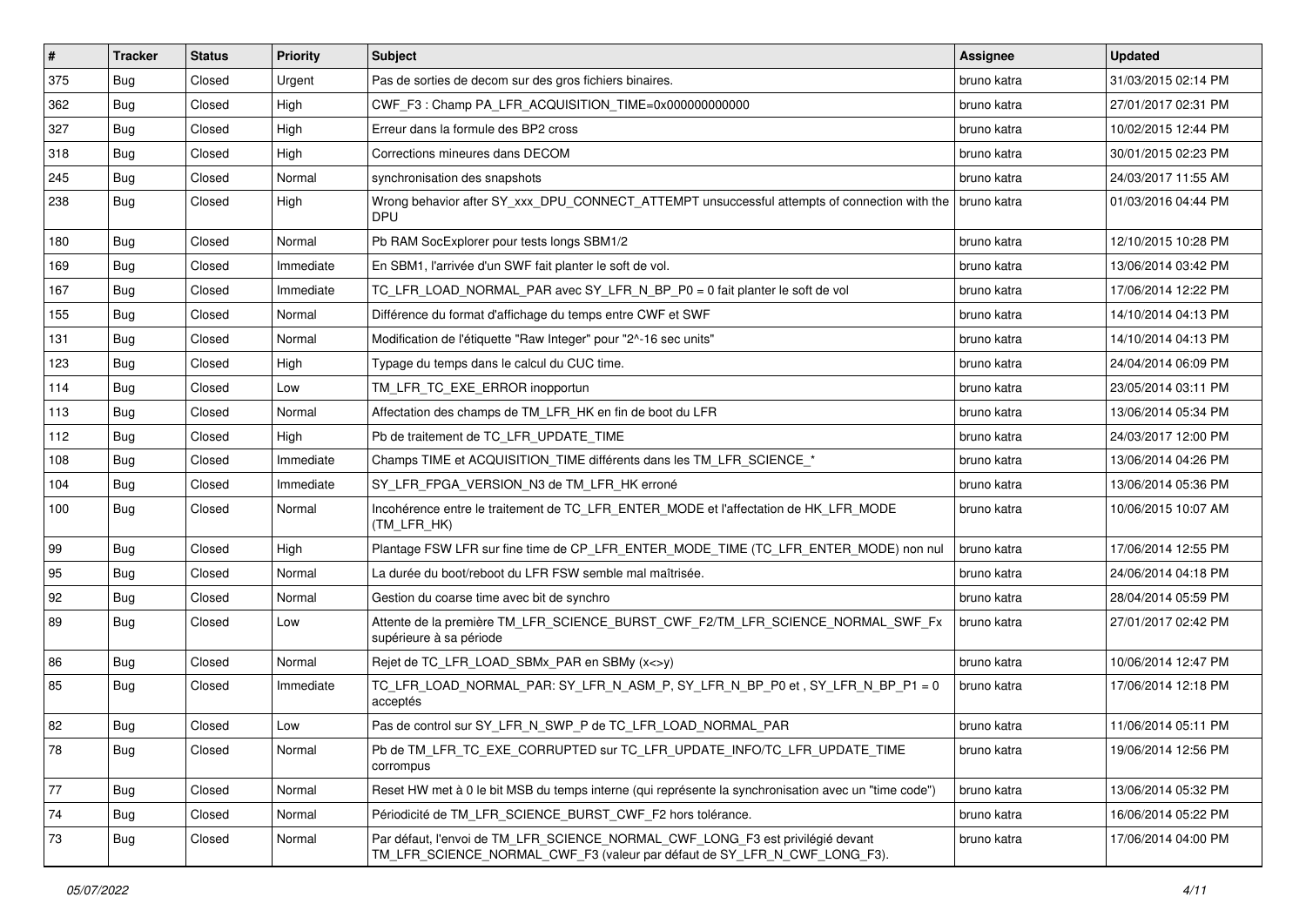| # | Tracker | Status | Priority | Subject | Assignee | Updated |
|---|---|---|---|---|---|---|
| 375 | Bug | Closed | Urgent | Pas de sorties de decom sur des gros fichiers binaires. | bruno katra | 31/03/2015 02:14 PM |
| 362 | Bug | Closed | High | CWF_F3 : Champ PA_LFR_ACQUISITION_TIME=0x000000000000 | bruno katra | 27/01/2017 02:31 PM |
| 327 | Bug | Closed | High | Erreur dans la formule des BP2 cross | bruno katra | 10/02/2015 12:44 PM |
| 318 | Bug | Closed | High | Corrections mineures dans DECOM | bruno katra | 30/01/2015 02:23 PM |
| 245 | Bug | Closed | Normal | synchronisation des snapshots | bruno katra | 24/03/2017 11:55 AM |
| 238 | Bug | Closed | High | Wrong behavior after SY_xxx_DPU_CONNECT_ATTEMPT unsuccessful attempts of connection with the DPU | bruno katra | 01/03/2016 04:44 PM |
| 180 | Bug | Closed | Normal | Pb RAM SocExplorer pour tests longs SBM1/2 | bruno katra | 12/10/2015 10:28 PM |
| 169 | Bug | Closed | Immediate | En SBM1, l'arrivée d'un SWF fait planter le soft de vol. | bruno katra | 13/06/2014 03:42 PM |
| 167 | Bug | Closed | Immediate | TC_LFR_LOAD_NORMAL_PAR avec SY_LFR_N_BP_P0 = 0 fait planter le soft de vol | bruno katra | 17/06/2014 12:22 PM |
| 155 | Bug | Closed | Normal | Différence du format d'affichage du temps entre CWF et SWF | bruno katra | 14/10/2014 04:13 PM |
| 131 | Bug | Closed | Normal | Modification de l'étiquette "Raw Integer" pour "2^-16 sec units" | bruno katra | 14/10/2014 04:13 PM |
| 123 | Bug | Closed | High | Typage du temps dans le calcul du CUC time. | bruno katra | 24/04/2014 06:09 PM |
| 114 | Bug | Closed | Low | TM_LFR_TC_EXE_ERROR inopportun | bruno katra | 23/05/2014 03:11 PM |
| 113 | Bug | Closed | Normal | Affectation des champs de TM_LFR_HK en fin de boot du LFR | bruno katra | 13/06/2014 05:34 PM |
| 112 | Bug | Closed | High | Pb de traitement de TC_LFR_UPDATE_TIME | bruno katra | 24/03/2017 12:00 PM |
| 108 | Bug | Closed | Immediate | Champs TIME et ACQUISITION_TIME différents dans les TM_LFR_SCIENCE_* | bruno katra | 13/06/2014 04:26 PM |
| 104 | Bug | Closed | Immediate | SY_LFR_FPGA_VERSION_N3 de TM_LFR_HK erroné | bruno katra | 13/06/2014 05:36 PM |
| 100 | Bug | Closed | Normal | Incohérence entre le traitement de TC_LFR_ENTER_MODE et l'affectation de HK_LFR_MODE (TM_LFR_HK) | bruno katra | 10/06/2015 10:07 AM |
| 99 | Bug | Closed | High | Plantage FSW LFR sur fine time de CP_LFR_ENTER_MODE_TIME (TC_LFR_ENTER_MODE) non nul | bruno katra | 17/06/2014 12:55 PM |
| 95 | Bug | Closed | Normal | La durée du boot/reboot du LFR FSW semble mal maîtrisée. | bruno katra | 24/06/2014 04:18 PM |
| 92 | Bug | Closed | Normal | Gestion du coarse time avec bit de synchro | bruno katra | 28/04/2014 05:59 PM |
| 89 | Bug | Closed | Low | Attente de la première TM_LFR_SCIENCE_BURST_CWF_F2/TM_LFR_SCIENCE_NORMAL_SWF_Fx supérieure à sa période | bruno katra | 27/01/2017 02:42 PM |
| 86 | Bug | Closed | Normal | Rejet de TC_LFR_LOAD_SBMx_PAR en SBMy (x<>y) | bruno katra | 10/06/2014 12:47 PM |
| 85 | Bug | Closed | Immediate | TC_LFR_LOAD_NORMAL_PAR: SY_LFR_N_ASM_P, SY_LFR_N_BP_P0 et , SY_LFR_N_BP_P1 = 0 acceptés | bruno katra | 17/06/2014 12:18 PM |
| 82 | Bug | Closed | Low | Pas de control sur SY_LFR_N_SWP_P de TC_LFR_LOAD_NORMAL_PAR | bruno katra | 11/06/2014 05:11 PM |
| 78 | Bug | Closed | Normal | Pb de TM_LFR_TC_EXE_CORRUPTED sur TC_LFR_UPDATE_INFO/TC_LFR_UPDATE_TIME corrompus | bruno katra | 19/06/2014 12:56 PM |
| 77 | Bug | Closed | Normal | Reset HW met à 0 le bit MSB du temps interne (qui représente la synchronisation avec un "time code") | bruno katra | 13/06/2014 05:32 PM |
| 74 | Bug | Closed | Normal | Périodicité de TM_LFR_SCIENCE_BURST_CWF_F2 hors tolérance. | bruno katra | 16/06/2014 05:22 PM |
| 73 | Bug | Closed | Normal | Par défaut, l'envoi de TM_LFR_SCIENCE_NORMAL_CWF_LONG_F3 est privilégié devant TM_LFR_SCIENCE_NORMAL_CWF_F3 (valeur par défaut de SY_LFR_N_CWF_LONG_F3). | bruno katra | 17/06/2014 04:00 PM |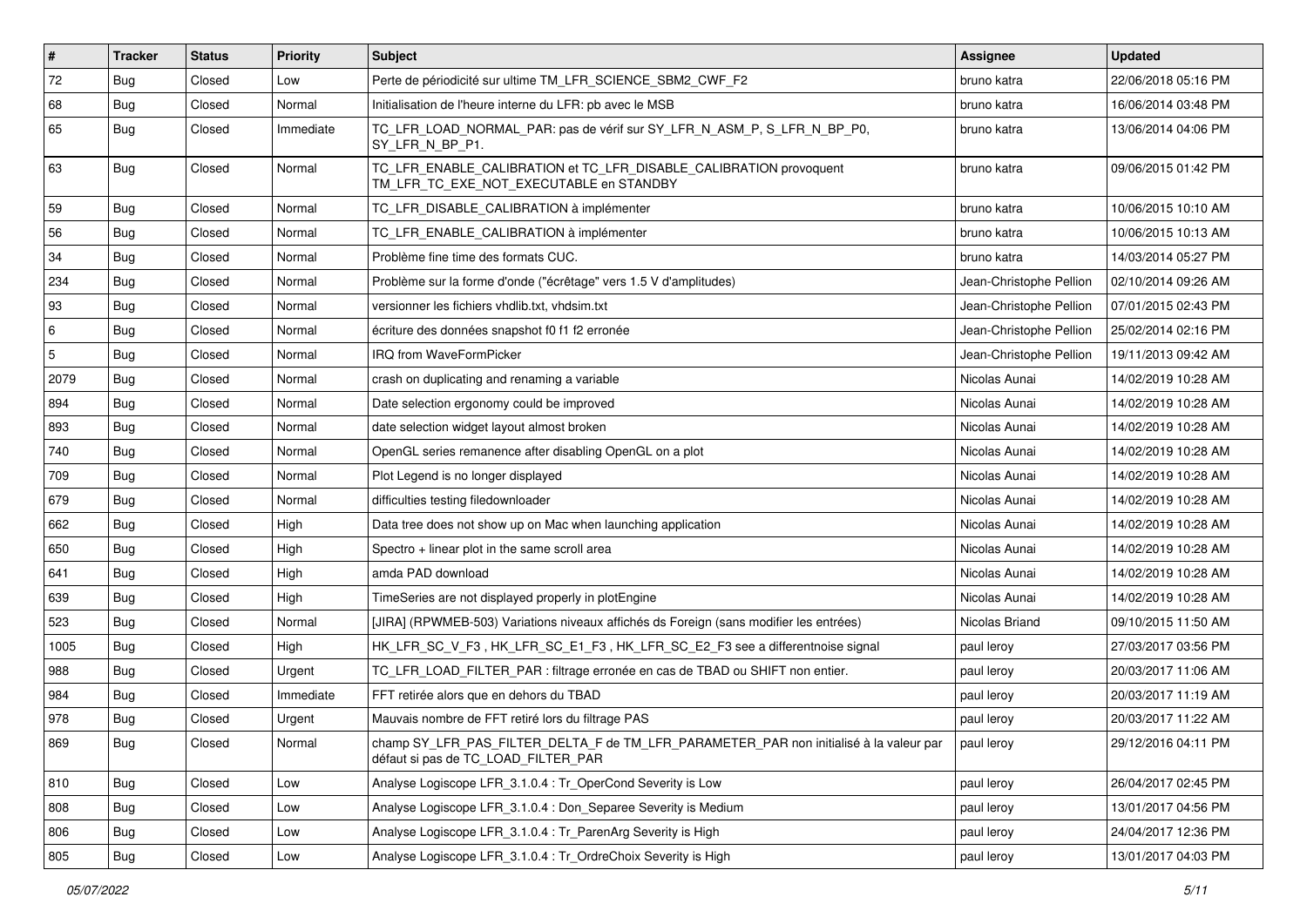| # | Tracker | Status | Priority | Subject | Assignee | Updated |
|---|---|---|---|---|---|---|
| 72 | Bug | Closed | Low | Perte de périodicité sur ultime TM_LFR_SCIENCE_SBM2_CWF_F2 | bruno katra | 22/06/2018 05:16 PM |
| 68 | Bug | Closed | Normal | Initialisation de l'heure interne du LFR: pb avec le MSB | bruno katra | 16/06/2014 03:48 PM |
| 65 | Bug | Closed | Immediate | TC_LFR_LOAD_NORMAL_PAR: pas de vérif sur SY_LFR_N_ASM_P, S_LFR_N_BP_P0, SY_LFR_N_BP_P1. | bruno katra | 13/06/2014 04:06 PM |
| 63 | Bug | Closed | Normal | TC_LFR_ENABLE_CALIBRATION et TC_LFR_DISABLE_CALIBRATION provoquent TM_LFR_TC_EXE_NOT_EXECUTABLE en STANDBY | bruno katra | 09/06/2015 01:42 PM |
| 59 | Bug | Closed | Normal | TC_LFR_DISABLE_CALIBRATION à implémenter | bruno katra | 10/06/2015 10:10 AM |
| 56 | Bug | Closed | Normal | TC_LFR_ENABLE_CALIBRATION à implémenter | bruno katra | 10/06/2015 10:13 AM |
| 34 | Bug | Closed | Normal | Problème fine time des formats CUC. | bruno katra | 14/03/2014 05:27 PM |
| 234 | Bug | Closed | Normal | Problème sur la forme d'onde ("écrêtage" vers 1.5 V d'amplitudes) | Jean-Christophe Pellion | 02/10/2014 09:26 AM |
| 93 | Bug | Closed | Normal | versionner les fichiers vhdlib.txt, vhdsim.txt | Jean-Christophe Pellion | 07/01/2015 02:43 PM |
| 6 | Bug | Closed | Normal | écriture des données snapshot f0 f1 f2 erronée | Jean-Christophe Pellion | 25/02/2014 02:16 PM |
| 5 | Bug | Closed | Normal | IRQ from WaveFormPicker | Jean-Christophe Pellion | 19/11/2013 09:42 AM |
| 2079 | Bug | Closed | Normal | crash on duplicating and renaming a variable | Nicolas Aunai | 14/02/2019 10:28 AM |
| 894 | Bug | Closed | Normal | Date selection ergonomy could be improved | Nicolas Aunai | 14/02/2019 10:28 AM |
| 893 | Bug | Closed | Normal | date selection widget layout almost broken | Nicolas Aunai | 14/02/2019 10:28 AM |
| 740 | Bug | Closed | Normal | OpenGL series remanence after disabling OpenGL on a plot | Nicolas Aunai | 14/02/2019 10:28 AM |
| 709 | Bug | Closed | Normal | Plot Legend is no longer displayed | Nicolas Aunai | 14/02/2019 10:28 AM |
| 679 | Bug | Closed | Normal | difficulties testing filedownloader | Nicolas Aunai | 14/02/2019 10:28 AM |
| 662 | Bug | Closed | High | Data tree does not show up on Mac when launching application | Nicolas Aunai | 14/02/2019 10:28 AM |
| 650 | Bug | Closed | High | Spectro + linear plot in the same scroll area | Nicolas Aunai | 14/02/2019 10:28 AM |
| 641 | Bug | Closed | High | amda PAD download | Nicolas Aunai | 14/02/2019 10:28 AM |
| 639 | Bug | Closed | High | TimeSeries are not displayed properly in plotEngine | Nicolas Aunai | 14/02/2019 10:28 AM |
| 523 | Bug | Closed | Normal | [JIRA] (RPWMEB-503) Variations niveaux affichés ds Foreign (sans modifier les entrées) | Nicolas Briand | 09/10/2015 11:50 AM |
| 1005 | Bug | Closed | High | HK_LFR_SC_V_F3 , HK_LFR_SC_E1_F3 , HK_LFR_SC_E2_F3 see a differentnoise signal | paul leroy | 27/03/2017 03:56 PM |
| 988 | Bug | Closed | Urgent | TC_LFR_LOAD_FILTER_PAR : filtrage erronée en cas de TBAD ou SHIFT non entier. | paul leroy | 20/03/2017 11:06 AM |
| 984 | Bug | Closed | Immediate | FFT retirée alors que en dehors du TBAD | paul leroy | 20/03/2017 11:19 AM |
| 978 | Bug | Closed | Urgent | Mauvais nombre de FFT retiré lors du filtrage PAS | paul leroy | 20/03/2017 11:22 AM |
| 869 | Bug | Closed | Normal | champ SY_LFR_PAS_FILTER_DELTA_F de TM_LFR_PARAMETER_PAR non initialisé à la valeur par défaut si pas de TC_LOAD_FILTER_PAR | paul leroy | 29/12/2016 04:11 PM |
| 810 | Bug | Closed | Low | Analyse Logiscope LFR_3.1.0.4 : Tr_OperCond Severity is Low | paul leroy | 26/04/2017 02:45 PM |
| 808 | Bug | Closed | Low | Analyse Logiscope LFR_3.1.0.4 : Don_Separee Severity is Medium | paul leroy | 13/01/2017 04:56 PM |
| 806 | Bug | Closed | Low | Analyse Logiscope LFR_3.1.0.4 : Tr_ParenArg Severity is High | paul leroy | 24/04/2017 12:36 PM |
| 805 | Bug | Closed | Low | Analyse Logiscope LFR_3.1.0.4 : Tr_OrdreChoix Severity is High | paul leroy | 13/01/2017 04:03 PM |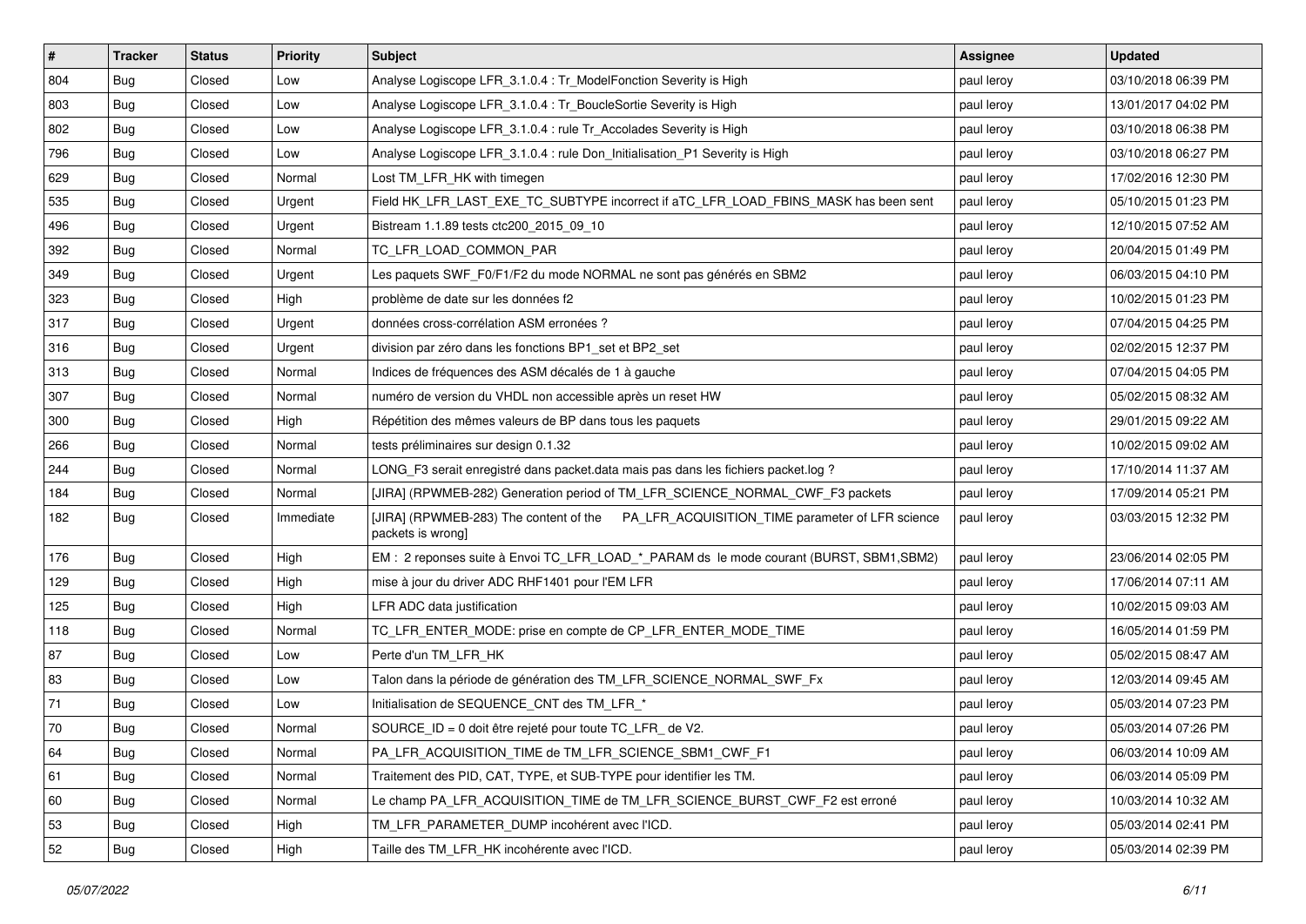| # | Tracker | Status | Priority | Subject | Assignee | Updated |
|---|---|---|---|---|---|---|
| 804 | Bug | Closed | Low | Analyse Logiscope LFR_3.1.0.4 : Tr_ModelFonction Severity is High | paul leroy | 03/10/2018 06:39 PM |
| 803 | Bug | Closed | Low | Analyse Logiscope LFR_3.1.0.4 : Tr_BoucleSortie Severity is High | paul leroy | 13/01/2017 04:02 PM |
| 802 | Bug | Closed | Low | Analyse Logiscope LFR_3.1.0.4 : rule Tr_Accolades Severity is High | paul leroy | 03/10/2018 06:38 PM |
| 796 | Bug | Closed | Low | Analyse Logiscope LFR_3.1.0.4 : rule Don_Initialisation_P1 Severity is High | paul leroy | 03/10/2018 06:27 PM |
| 629 | Bug | Closed | Normal | Lost TM_LFR_HK with timegen | paul leroy | 17/02/2016 12:30 PM |
| 535 | Bug | Closed | Urgent | Field HK_LFR_LAST_EXE_TC_SUBTYPE incorrect if aTC_LFR_LOAD_FBINS_MASK has been sent | paul leroy | 05/10/2015 01:23 PM |
| 496 | Bug | Closed | Urgent | Bistream 1.1.89 tests ctc200_2015_09_10 | paul leroy | 12/10/2015 07:52 AM |
| 392 | Bug | Closed | Normal | TC_LFR_LOAD_COMMON_PAR | paul leroy | 20/04/2015 01:49 PM |
| 349 | Bug | Closed | Urgent | Les paquets SWF_F0/F1/F2 du mode NORMAL ne sont pas générés en SBM2 | paul leroy | 06/03/2015 04:10 PM |
| 323 | Bug | Closed | High | problème de date sur les données f2 | paul leroy | 10/02/2015 01:23 PM |
| 317 | Bug | Closed | Urgent | données cross-corrélation ASM erronées ? | paul leroy | 07/04/2015 04:25 PM |
| 316 | Bug | Closed | Urgent | division par zéro dans les fonctions BP1_set et BP2_set | paul leroy | 02/02/2015 12:37 PM |
| 313 | Bug | Closed | Normal | Indices de fréquences des ASM décalés de 1 à gauche | paul leroy | 07/04/2015 04:05 PM |
| 307 | Bug | Closed | Normal | numéro de version du VHDL non accessible après un reset HW | paul leroy | 05/02/2015 08:32 AM |
| 300 | Bug | Closed | High | Répétition des mêmes valeurs de BP dans tous les paquets | paul leroy | 29/01/2015 09:22 AM |
| 266 | Bug | Closed | Normal | tests préliminaires sur design 0.1.32 | paul leroy | 10/02/2015 09:02 AM |
| 244 | Bug | Closed | Normal | LONG_F3 serait enregistré dans packet.data mais pas dans les fichiers packet.log ? | paul leroy | 17/10/2014 11:37 AM |
| 184 | Bug | Closed | Normal | [JIRA] (RPWMEB-282) Generation period of TM_LFR_SCIENCE_NORMAL_CWF_F3 packets | paul leroy | 17/09/2014 05:21 PM |
| 182 | Bug | Closed | Immediate | [JIRA] (RPWMEB-283) The content of the PA_LFR_ACQUISITION_TIME parameter of LFR science packets is wrong] | paul leroy | 03/03/2015 12:32 PM |
| 176 | Bug | Closed | High | EM : 2 reponses suite à Envoi TC_LFR_LOAD_*_PARAM ds le mode courant (BURST, SBM1,SBM2) | paul leroy | 23/06/2014 02:05 PM |
| 129 | Bug | Closed | High | mise à jour du driver ADC RHF1401 pour l'EM LFR | paul leroy | 17/06/2014 07:11 AM |
| 125 | Bug | Closed | High | LFR ADC data justification | paul leroy | 10/02/2015 09:03 AM |
| 118 | Bug | Closed | Normal | TC_LFR_ENTER_MODE: prise en compte de CP_LFR_ENTER_MODE_TIME | paul leroy | 16/05/2014 01:59 PM |
| 87 | Bug | Closed | Low | Perte d'un TM_LFR_HK | paul leroy | 05/02/2015 08:47 AM |
| 83 | Bug | Closed | Low | Talon dans la période de génération des TM_LFR_SCIENCE_NORMAL_SWF_Fx | paul leroy | 12/03/2014 09:45 AM |
| 71 | Bug | Closed | Low | Initialisation de SEQUENCE_CNT des TM_LFR_* | paul leroy | 05/03/2014 07:23 PM |
| 70 | Bug | Closed | Normal | SOURCE_ID = 0 doit être rejeté pour toute TC_LFR_ de V2. | paul leroy | 05/03/2014 07:26 PM |
| 64 | Bug | Closed | Normal | PA_LFR_ACQUISITION_TIME de TM_LFR_SCIENCE_SBM1_CWF_F1 | paul leroy | 06/03/2014 10:09 AM |
| 61 | Bug | Closed | Normal | Traitement des PID, CAT, TYPE, et SUB-TYPE pour identifier les TM. | paul leroy | 06/03/2014 05:09 PM |
| 60 | Bug | Closed | Normal | Le champ PA_LFR_ACQUISITION_TIME de TM_LFR_SCIENCE_BURST_CWF_F2 est erroné | paul leroy | 10/03/2014 10:32 AM |
| 53 | Bug | Closed | High | TM_LFR_PARAMETER_DUMP incohérent avec l'ICD. | paul leroy | 05/03/2014 02:41 PM |
| 52 | Bug | Closed | High | Taille des TM_LFR_HK incohérente avec l'ICD. | paul leroy | 05/03/2014 02:39 PM |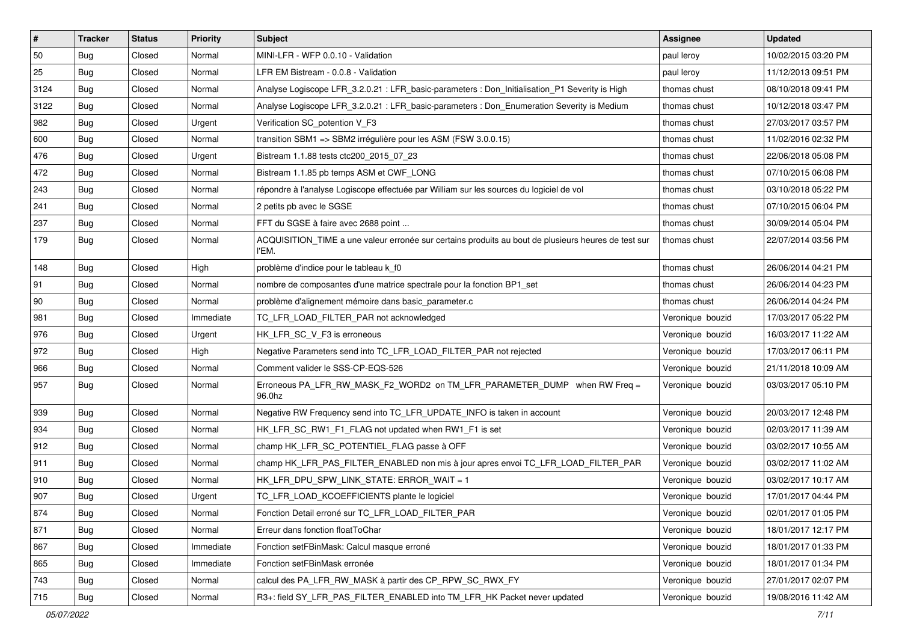| # | Tracker | Status | Priority | Subject | Assignee | Updated |
|---|---|---|---|---|---|---|
| 50 | Bug | Closed | Normal | MINI-LFR - WFP 0.0.10 - Validation | paul leroy | 10/02/2015 03:20 PM |
| 25 | Bug | Closed | Normal | LFR EM Bistream - 0.0.8 - Validation | paul leroy | 11/12/2013 09:51 PM |
| 3124 | Bug | Closed | Normal | Analyse Logiscope LFR_3.2.0.21 : LFR_basic-parameters : Don_Initialisation_P1 Severity is High | thomas chust | 08/10/2018 09:41 PM |
| 3122 | Bug | Closed | Normal | Analyse Logiscope LFR_3.2.0.21 : LFR_basic-parameters : Don_Enumeration Severity is Medium | thomas chust | 10/12/2018 03:47 PM |
| 982 | Bug | Closed | Urgent | Verification SC_potention V_F3 | thomas chust | 27/03/2017 03:57 PM |
| 600 | Bug | Closed | Normal | transition SBM1 => SBM2 irrégulière pour les ASM (FSW 3.0.0.15) | thomas chust | 11/02/2016 02:32 PM |
| 476 | Bug | Closed | Urgent | Bistream 1.1.88 tests ctc200_2015_07_23 | thomas chust | 22/06/2018 05:08 PM |
| 472 | Bug | Closed | Normal | Bistream 1.1.85 pb temps ASM et CWF_LONG | thomas chust | 07/10/2015 06:08 PM |
| 243 | Bug | Closed | Normal | répondre à l'analyse Logiscope effectuée par William sur les sources du logiciel de vol | thomas chust | 03/10/2018 05:22 PM |
| 241 | Bug | Closed | Normal | 2 petits pb avec le SGSE | thomas chust | 07/10/2015 06:04 PM |
| 237 | Bug | Closed | Normal | FFT du SGSE à faire avec 2688 point ... | thomas chust | 30/09/2014 05:04 PM |
| 179 | Bug | Closed | Normal | ACQUISITION_TIME a une valeur erronée sur certains produits au bout de plusieurs heures de test sur l'EM. | thomas chust | 22/07/2014 03:56 PM |
| 148 | Bug | Closed | High | problème d'indice pour le tableau k_f0 | thomas chust | 26/06/2014 04:21 PM |
| 91 | Bug | Closed | Normal | nombre de composantes d'une matrice spectrale pour la fonction BP1_set | thomas chust | 26/06/2014 04:23 PM |
| 90 | Bug | Closed | Normal | problème d'alignement mémoire dans basic_parameter.c | thomas chust | 26/06/2014 04:24 PM |
| 981 | Bug | Closed | Immediate | TC_LFR_LOAD_FILTER_PAR not acknowledged | Veronique bouzid | 17/03/2017 05:22 PM |
| 976 | Bug | Closed | Urgent | HK_LFR_SC_V_F3 is erroneous | Veronique bouzid | 16/03/2017 11:22 AM |
| 972 | Bug | Closed | High | Negative Parameters send into TC_LFR_LOAD_FILTER_PAR not rejected | Veronique bouzid | 17/03/2017 06:11 PM |
| 966 | Bug | Closed | Normal | Comment valider le SSS-CP-EQS-526 | Veronique bouzid | 21/11/2018 10:09 AM |
| 957 | Bug | Closed | Normal | Erroneous PA_LFR_RW_MASK_F2_WORD2 on TM_LFR_PARAMETER_DUMP when RW Freq = 96.0hz | Veronique bouzid | 03/03/2017 05:10 PM |
| 939 | Bug | Closed | Normal | Negative RW Frequency send into TC_LFR_UPDATE_INFO is taken in account | Veronique bouzid | 20/03/2017 12:48 PM |
| 934 | Bug | Closed | Normal | HK_LFR_SC_RW1_F1_FLAG not updated when RW1_F1 is set | Veronique bouzid | 02/03/2017 11:39 AM |
| 912 | Bug | Closed | Normal | champ HK_LFR_SC_POTENTIEL_FLAG passe à OFF | Veronique bouzid | 03/02/2017 10:55 AM |
| 911 | Bug | Closed | Normal | champ HK_LFR_PAS_FILTER_ENABLED non mis à jour apres envoi TC_LFR_LOAD_FILTER_PAR | Veronique bouzid | 03/02/2017 11:02 AM |
| 910 | Bug | Closed | Normal | HK_LFR_DPU_SPW_LINK_STATE: ERROR_WAIT = 1 | Veronique bouzid | 03/02/2017 10:17 AM |
| 907 | Bug | Closed | Urgent | TC_LFR_LOAD_KCOEFFICIENTS plante le logiciel | Veronique bouzid | 17/01/2017 04:44 PM |
| 874 | Bug | Closed | Normal | Fonction Detail erroné sur TC_LFR_LOAD_FILTER_PAR | Veronique bouzid | 02/01/2017 01:05 PM |
| 871 | Bug | Closed | Normal | Erreur dans fonction floatToChar | Veronique bouzid | 18/01/2017 12:17 PM |
| 867 | Bug | Closed | Immediate | Fonction setFBinMask: Calcul masque erroné | Veronique bouzid | 18/01/2017 01:33 PM |
| 865 | Bug | Closed | Immediate | Fonction setFBinMask erronée | Veronique bouzid | 18/01/2017 01:34 PM |
| 743 | Bug | Closed | Normal | calcul des PA_LFR_RW_MASK à partir des CP_RPW_SC_RWX_FY | Veronique bouzid | 27/01/2017 02:07 PM |
| 715 | Bug | Closed | Normal | R3+: field SY_LFR_PAS_FILTER_ENABLED into TM_LFR_HK Packet never updated | Veronique bouzid | 19/08/2016 11:42 AM |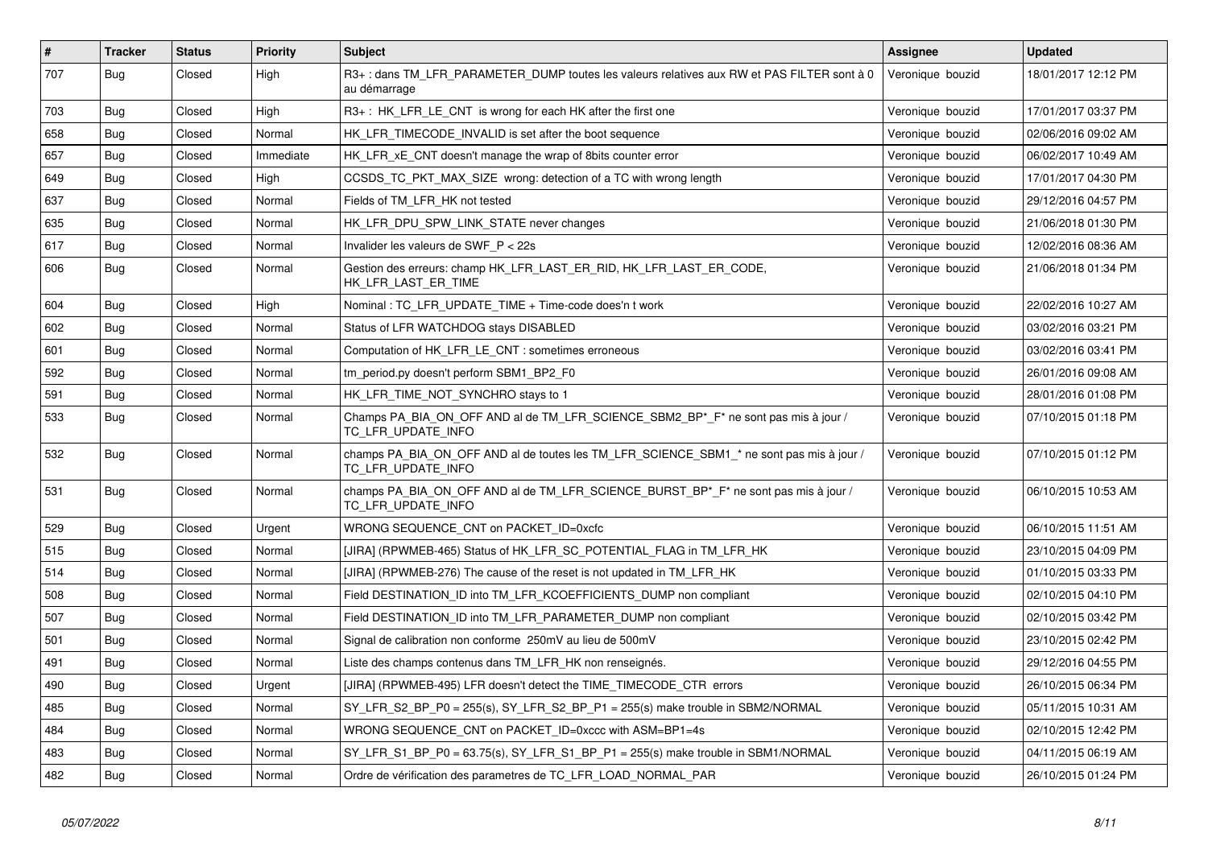| # | Tracker | Status | Priority | Subject | Assignee | Updated |
|---|---|---|---|---|---|---|
| 707 | Bug | Closed | High | R3+ : dans TM_LFR_PARAMETER_DUMP toutes les valeurs relatives aux RW et PAS FILTER sont à 0 au démarrage | Veronique bouzid | 18/01/2017 12:12 PM |
| 703 | Bug | Closed | High | R3+ : HK_LFR_LE_CNT is wrong for each HK after the first one | Veronique bouzid | 17/01/2017 03:37 PM |
| 658 | Bug | Closed | Normal | HK_LFR_TIMECODE_INVALID is set after the boot sequence | Veronique bouzid | 02/06/2016 09:02 AM |
| 657 | Bug | Closed | Immediate | HK_LFR_xE_CNT doesn't manage the wrap of 8bits counter error | Veronique bouzid | 06/02/2017 10:49 AM |
| 649 | Bug | Closed | High | CCSDS_TC_PKT_MAX_SIZE wrong: detection of a TC with wrong length | Veronique bouzid | 17/01/2017 04:30 PM |
| 637 | Bug | Closed | Normal | Fields of TM_LFR_HK not tested | Veronique bouzid | 29/12/2016 04:57 PM |
| 635 | Bug | Closed | Normal | HK_LFR_DPU_SPW_LINK_STATE never changes | Veronique bouzid | 21/06/2018 01:30 PM |
| 617 | Bug | Closed | Normal | Invalider les valeurs de SWF_P < 22s | Veronique bouzid | 12/02/2016 08:36 AM |
| 606 | Bug | Closed | Normal | Gestion des erreurs: champ HK_LFR_LAST_ER_RID, HK_LFR_LAST_ER_CODE, HK_LFR_LAST_ER_TIME | Veronique bouzid | 21/06/2018 01:34 PM |
| 604 | Bug | Closed | High | Nominal : TC_LFR_UPDATE_TIME + Time-code does'n t work | Veronique bouzid | 22/02/2016 10:27 AM |
| 602 | Bug | Closed | Normal | Status of LFR WATCHDOG stays DISABLED | Veronique bouzid | 03/02/2016 03:21 PM |
| 601 | Bug | Closed | Normal | Computation of HK_LFR_LE_CNT : sometimes erroneous | Veronique bouzid | 03/02/2016 03:41 PM |
| 592 | Bug | Closed | Normal | tm_period.py doesn't perform SBM1_BP2_F0 | Veronique bouzid | 26/01/2016 09:08 AM |
| 591 | Bug | Closed | Normal | HK_LFR_TIME_NOT_SYNCHRO stays to 1 | Veronique bouzid | 28/01/2016 01:08 PM |
| 533 | Bug | Closed | Normal | Champs PA_BIA_ON_OFF AND al de TM_LFR_SCIENCE_SBM2_BP*_F* ne sont pas mis à jour / TC_LFR_UPDATE_INFO | Veronique bouzid | 07/10/2015 01:18 PM |
| 532 | Bug | Closed | Normal | champs PA_BIA_ON_OFF AND al de toutes les TM_LFR_SCIENCE_SBM1_* ne sont pas mis à jour / TC_LFR_UPDATE_INFO | Veronique bouzid | 07/10/2015 01:12 PM |
| 531 | Bug | Closed | Normal | champs PA_BIA_ON_OFF AND al de TM_LFR_SCIENCE_BURST_BP*_F* ne sont pas mis à jour / TC_LFR_UPDATE_INFO | Veronique bouzid | 06/10/2015 10:53 AM |
| 529 | Bug | Closed | Urgent | WRONG SEQUENCE_CNT on PACKET_ID=0xcfc | Veronique bouzid | 06/10/2015 11:51 AM |
| 515 | Bug | Closed | Normal | [JIRA] (RPWMEB-465) Status of HK_LFR_SC_POTENTIAL_FLAG in TM_LFR_HK | Veronique bouzid | 23/10/2015 04:09 PM |
| 514 | Bug | Closed | Normal | [JIRA] (RPWMEB-276) The cause of the reset is not updated in TM_LFR_HK | Veronique bouzid | 01/10/2015 03:33 PM |
| 508 | Bug | Closed | Normal | Field DESTINATION_ID into TM_LFR_KCOEFFICIENTS_DUMP non compliant | Veronique bouzid | 02/10/2015 04:10 PM |
| 507 | Bug | Closed | Normal | Field DESTINATION_ID into TM_LFR_PARAMETER_DUMP non compliant | Veronique bouzid | 02/10/2015 03:42 PM |
| 501 | Bug | Closed | Normal | Signal de calibration non conforme 250mV au lieu de 500mV | Veronique bouzid | 23/10/2015 02:42 PM |
| 491 | Bug | Closed | Normal | Liste des champs contenus dans TM_LFR_HK non renseignés. | Veronique bouzid | 29/12/2016 04:55 PM |
| 490 | Bug | Closed | Urgent | [JIRA] (RPWMEB-495) LFR doesn't detect the TIME_TIMECODE_CTR errors | Veronique bouzid | 26/10/2015 06:34 PM |
| 485 | Bug | Closed | Normal | SY_LFR_S2_BP_P0 = 255(s), SY_LFR_S2_BP_P1 = 255(s) make trouble in SBM2/NORMAL | Veronique bouzid | 05/11/2015 10:31 AM |
| 484 | Bug | Closed | Normal | WRONG SEQUENCE_CNT on PACKET_ID=0xccc with ASM=BP1=4s | Veronique bouzid | 02/10/2015 12:42 PM |
| 483 | Bug | Closed | Normal | SY_LFR_S1_BP_P0 = 63.75(s), SY_LFR_S1_BP_P1 = 255(s) make trouble in SBM1/NORMAL | Veronique bouzid | 04/11/2015 06:19 AM |
| 482 | Bug | Closed | Normal | Ordre de vérification des parametres de TC_LFR_LOAD_NORMAL_PAR | Veronique bouzid | 26/10/2015 01:24 PM |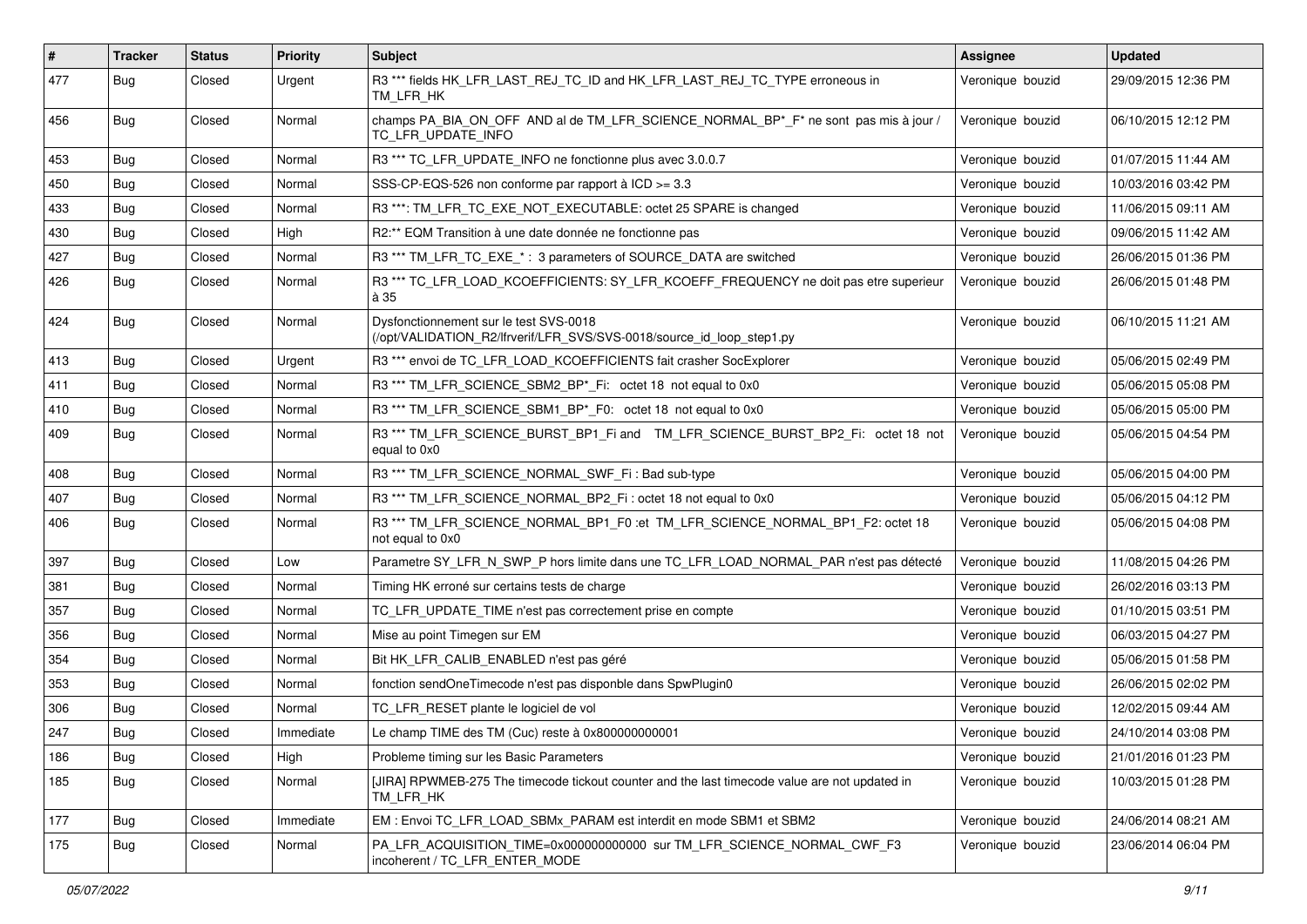| # | Tracker | Status | Priority | Subject | Assignee | Updated |
|---|---|---|---|---|---|---|
| 477 | Bug | Closed | Urgent | R3 *** fields HK_LFR_LAST_REJ_TC_ID and HK_LFR_LAST_REJ_TC_TYPE erroneous in TM_LFR_HK | Veronique bouzid | 29/09/2015 12:36 PM |
| 456 | Bug | Closed | Normal | champs PA_BIA_ON_OFF AND al de TM_LFR_SCIENCE_NORMAL_BP*_F* ne sont pas mis à jour / TC_LFR_UPDATE_INFO | Veronique bouzid | 06/10/2015 12:12 PM |
| 453 | Bug | Closed | Normal | R3 *** TC_LFR_UPDATE_INFO ne fonctionne plus avec 3.0.0.7 | Veronique bouzid | 01/07/2015 11:44 AM |
| 450 | Bug | Closed | Normal | SSS-CP-EQS-526 non conforme par rapport à ICD >= 3.3 | Veronique bouzid | 10/03/2016 03:42 PM |
| 433 | Bug | Closed | Normal | R3 ***: TM_LFR_TC_EXE_NOT_EXECUTABLE: octet 25 SPARE is changed | Veronique bouzid | 11/06/2015 09:11 AM |
| 430 | Bug | Closed | High | R2:** EQM Transition à une date donnée ne fonctionne pas | Veronique bouzid | 09/06/2015 11:42 AM |
| 427 | Bug | Closed | Normal | R3 *** TM_LFR_TC_EXE_* : 3 parameters of SOURCE_DATA are switched | Veronique bouzid | 26/06/2015 01:36 PM |
| 426 | Bug | Closed | Normal | R3 *** TC_LFR_LOAD_KCOEFFICIENTS: SY_LFR_KCOEFF_FREQUENCY ne doit pas etre superieur à 35 | Veronique bouzid | 26/06/2015 01:48 PM |
| 424 | Bug | Closed | Normal | Dysfonctionnement sur le test SVS-0018 (/opt/VALIDATION_R2/lfrverif/LFR_SVS/SVS-0018/source_id_loop_step1.py | Veronique bouzid | 06/10/2015 11:21 AM |
| 413 | Bug | Closed | Urgent | R3 *** envoi de TC_LFR_LOAD_KCOEFFICIENTS fait crasher SocExplorer | Veronique bouzid | 05/06/2015 02:49 PM |
| 411 | Bug | Closed | Normal | R3 *** TM_LFR_SCIENCE_SBM2_BP*_Fi: octet 18 not equal to 0x0 | Veronique bouzid | 05/06/2015 05:08 PM |
| 410 | Bug | Closed | Normal | R3 *** TM_LFR_SCIENCE_SBM1_BP*_F0: octet 18 not equal to 0x0 | Veronique bouzid | 05/06/2015 05:00 PM |
| 409 | Bug | Closed | Normal | R3 *** TM_LFR_SCIENCE_BURST_BP1_Fi and TM_LFR_SCIENCE_BURST_BP2_Fi: octet 18 not equal to 0x0 | Veronique bouzid | 05/06/2015 04:54 PM |
| 408 | Bug | Closed | Normal | R3 *** TM_LFR_SCIENCE_NORMAL_SWF_Fi : Bad sub-type | Veronique bouzid | 05/06/2015 04:00 PM |
| 407 | Bug | Closed | Normal | R3 *** TM_LFR_SCIENCE_NORMAL_BP2_Fi : octet 18 not equal to 0x0 | Veronique bouzid | 05/06/2015 04:12 PM |
| 406 | Bug | Closed | Normal | R3 *** TM_LFR_SCIENCE_NORMAL_BP1_F0 :et TM_LFR_SCIENCE_NORMAL_BP1_F2: octet 18 not equal to 0x0 | Veronique bouzid | 05/06/2015 04:08 PM |
| 397 | Bug | Closed | Low | Parametre SY_LFR_N_SWP_P hors limite dans une TC_LFR_LOAD_NORMAL_PAR n'est pas détecté | Veronique bouzid | 11/08/2015 04:26 PM |
| 381 | Bug | Closed | Normal | Timing HK erroné sur certains tests de charge | Veronique bouzid | 26/02/2016 03:13 PM |
| 357 | Bug | Closed | Normal | TC_LFR_UPDATE_TIME n'est pas correctement prise en compte | Veronique bouzid | 01/10/2015 03:51 PM |
| 356 | Bug | Closed | Normal | Mise au point Timegen sur EM | Veronique bouzid | 06/03/2015 04:27 PM |
| 354 | Bug | Closed | Normal | Bit HK_LFR_CALIB_ENABLED n'est pas géré | Veronique bouzid | 05/06/2015 01:58 PM |
| 353 | Bug | Closed | Normal | fonction sendOneTimecode n'est pas disponble dans SpwPlugin0 | Veronique bouzid | 26/06/2015 02:02 PM |
| 306 | Bug | Closed | Normal | TC_LFR_RESET plante le logiciel de vol | Veronique bouzid | 12/02/2015 09:44 AM |
| 247 | Bug | Closed | Immediate | Le champ TIME des TM (Cuc) reste à 0x800000000001 | Veronique bouzid | 24/10/2014 03:08 PM |
| 186 | Bug | Closed | High | Probleme timing sur les Basic Parameters | Veronique bouzid | 21/01/2016 01:23 PM |
| 185 | Bug | Closed | Normal | [JIRA] RPWMEB-275 The timecode tickout counter and the last timecode value are not updated in TM_LFR_HK | Veronique bouzid | 10/03/2015 01:28 PM |
| 177 | Bug | Closed | Immediate | EM : Envoi TC_LFR_LOAD_SBMx_PARAM est interdit en mode SBM1 et SBM2 | Veronique bouzid | 24/06/2014 08:21 AM |
| 175 | Bug | Closed | Normal | PA_LFR_ACQUISITION_TIME=0x000000000000 sur TM_LFR_SCIENCE_NORMAL_CWF_F3 incoherent / TC_LFR_ENTER_MODE | Veronique bouzid | 23/06/2014 06:04 PM |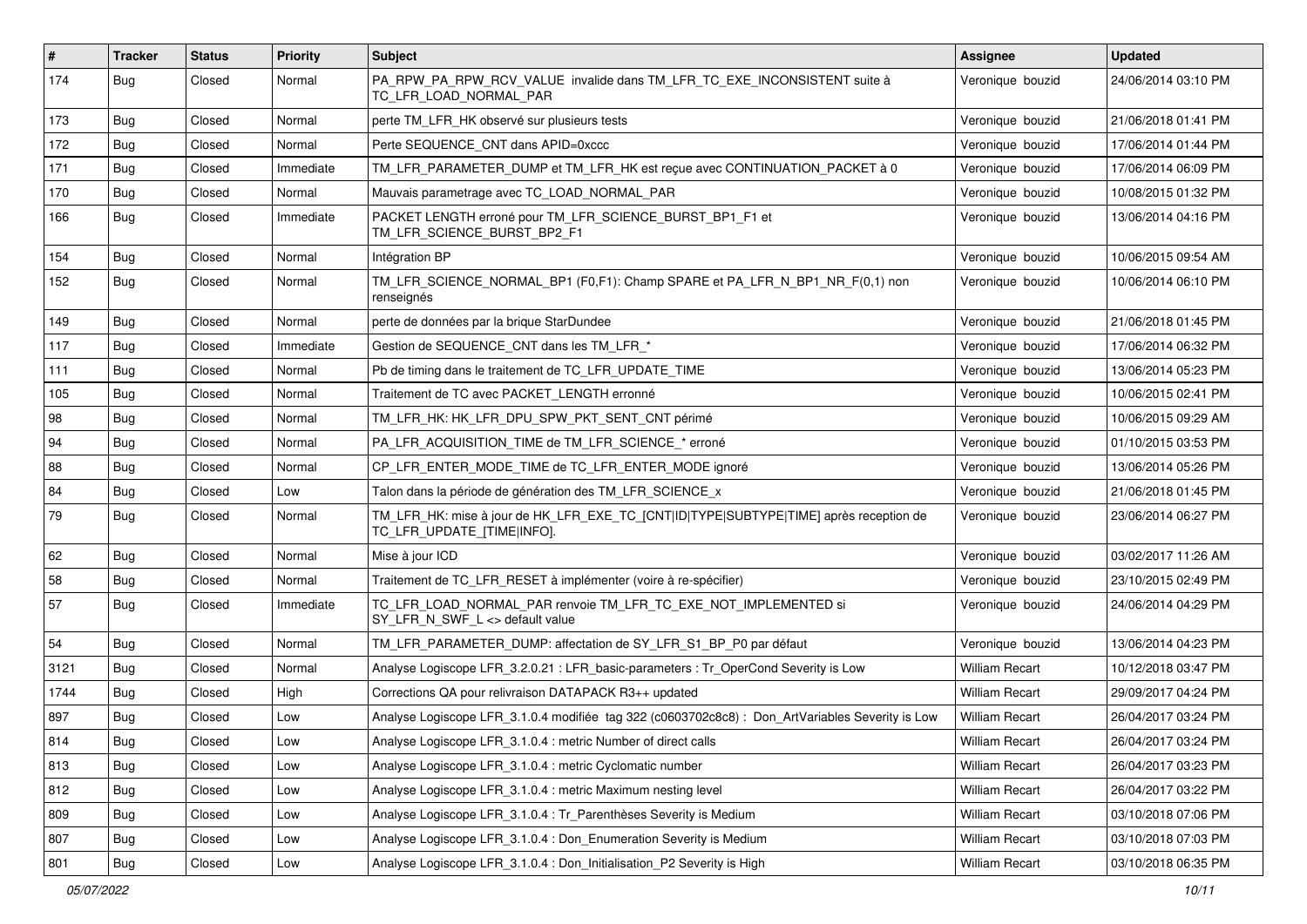| # | Tracker | Status | Priority | Subject | Assignee | Updated |
|---|---|---|---|---|---|---|
| 174 | Bug | Closed | Normal | PA_RPW_PA_RPW_RCV_VALUE invalide dans TM_LFR_TC_EXE_INCONSISTENT suite à TC_LFR_LOAD_NORMAL_PAR | Veronique bouzid | 24/06/2014 03:10 PM |
| 173 | Bug | Closed | Normal | perte TM_LFR_HK observé sur plusieurs tests | Veronique bouzid | 21/06/2018 01:41 PM |
| 172 | Bug | Closed | Normal | Perte SEQUENCE_CNT dans APID=0xccc | Veronique bouzid | 17/06/2014 01:44 PM |
| 171 | Bug | Closed | Immediate | TM_LFR_PARAMETER_DUMP et TM_LFR_HK est reçue avec CONTINUATION_PACKET à 0 | Veronique bouzid | 17/06/2014 06:09 PM |
| 170 | Bug | Closed | Normal | Mauvais parametrage avec TC_LOAD_NORMAL_PAR | Veronique bouzid | 10/08/2015 01:32 PM |
| 166 | Bug | Closed | Immediate | PACKET LENGTH erroné pour TM_LFR_SCIENCE_BURST_BP1_F1 et TM_LFR_SCIENCE_BURST_BP2_F1 | Veronique bouzid | 13/06/2014 04:16 PM |
| 154 | Bug | Closed | Normal | Intégration BP | Veronique bouzid | 10/06/2015 09:54 AM |
| 152 | Bug | Closed | Normal | TM_LFR_SCIENCE_NORMAL_BP1 (F0,F1): Champ SPARE et PA_LFR_N_BP1_NR_F(0,1) non renseignés | Veronique bouzid | 10/06/2014 06:10 PM |
| 149 | Bug | Closed | Normal | perte de données par la brique StarDundee | Veronique bouzid | 21/06/2018 01:45 PM |
| 117 | Bug | Closed | Immediate | Gestion de SEQUENCE_CNT dans les TM_LFR_* | Veronique bouzid | 17/06/2014 06:32 PM |
| 111 | Bug | Closed | Normal | Pb de timing dans le traitement de TC_LFR_UPDATE_TIME | Veronique bouzid | 13/06/2014 05:23 PM |
| 105 | Bug | Closed | Normal | Traitement de TC avec PACKET_LENGTH erronné | Veronique bouzid | 10/06/2015 02:41 PM |
| 98 | Bug | Closed | Normal | TM_LFR_HK: HK_LFR_DPU_SPW_PKT_SENT_CNT périmé | Veronique bouzid | 10/06/2015 09:29 AM |
| 94 | Bug | Closed | Normal | PA_LFR_ACQUISITION_TIME de TM_LFR_SCIENCE_* erroné | Veronique bouzid | 01/10/2015 03:53 PM |
| 88 | Bug | Closed | Normal | CP_LFR_ENTER_MODE_TIME de TC_LFR_ENTER_MODE ignoré | Veronique bouzid | 13/06/2014 05:26 PM |
| 84 | Bug | Closed | Low | Talon dans la période de génération des TM_LFR_SCIENCE_x | Veronique bouzid | 21/06/2018 01:45 PM |
| 79 | Bug | Closed | Normal | TM_LFR_HK: mise à jour de HK_LFR_EXE_TC_[CNT\|ID\|TYPE\|SUBTYPE\|TIME] après reception de TC_LFR_UPDATE_[TIME\|INFO]. | Veronique bouzid | 23/06/2014 06:27 PM |
| 62 | Bug | Closed | Normal | Mise à jour ICD | Veronique bouzid | 03/02/2017 11:26 AM |
| 58 | Bug | Closed | Normal | Traitement de TC_LFR_RESET à implémenter (voire à re-spécifier) | Veronique bouzid | 23/10/2015 02:49 PM |
| 57 | Bug | Closed | Immediate | TC_LFR_LOAD_NORMAL_PAR renvoie TM_LFR_TC_EXE_NOT_IMPLEMENTED si SY_LFR_N_SWF_L <> default value | Veronique bouzid | 24/06/2014 04:29 PM |
| 54 | Bug | Closed | Normal | TM_LFR_PARAMETER_DUMP: affectation de SY_LFR_S1_BP_P0 par défaut | Veronique bouzid | 13/06/2014 04:23 PM |
| 3121 | Bug | Closed | Normal | Analyse Logiscope LFR_3.2.0.21 : LFR_basic-parameters : Tr_OperCond Severity is Low | William Recart | 10/12/2018 03:47 PM |
| 1744 | Bug | Closed | High | Corrections QA pour relivraison DATAPACK R3++ updated | William Recart | 29/09/2017 04:24 PM |
| 897 | Bug | Closed | Low | Analyse Logiscope LFR_3.1.0.4 modifiée tag 322 (c0603702c8c8) : Don_ArtVariables Severity is Low | William Recart | 26/04/2017 03:24 PM |
| 814 | Bug | Closed | Low | Analyse Logiscope LFR_3.1.0.4 : metric Number of direct calls | William Recart | 26/04/2017 03:24 PM |
| 813 | Bug | Closed | Low | Analyse Logiscope LFR_3.1.0.4 : metric Cyclomatic number | William Recart | 26/04/2017 03:23 PM |
| 812 | Bug | Closed | Low | Analyse Logiscope LFR_3.1.0.4 : metric Maximum nesting level | William Recart | 26/04/2017 03:22 PM |
| 809 | Bug | Closed | Low | Analyse Logiscope LFR_3.1.0.4 : Tr_Parenthèses Severity is Medium | William Recart | 03/10/2018 07:06 PM |
| 807 | Bug | Closed | Low | Analyse Logiscope LFR_3.1.0.4 : Don_Enumeration Severity is Medium | William Recart | 03/10/2018 07:03 PM |
| 801 | Bug | Closed | Low | Analyse Logiscope LFR_3.1.0.4 : Don_Initialisation_P2 Severity is High | William Recart | 03/10/2018 06:35 PM |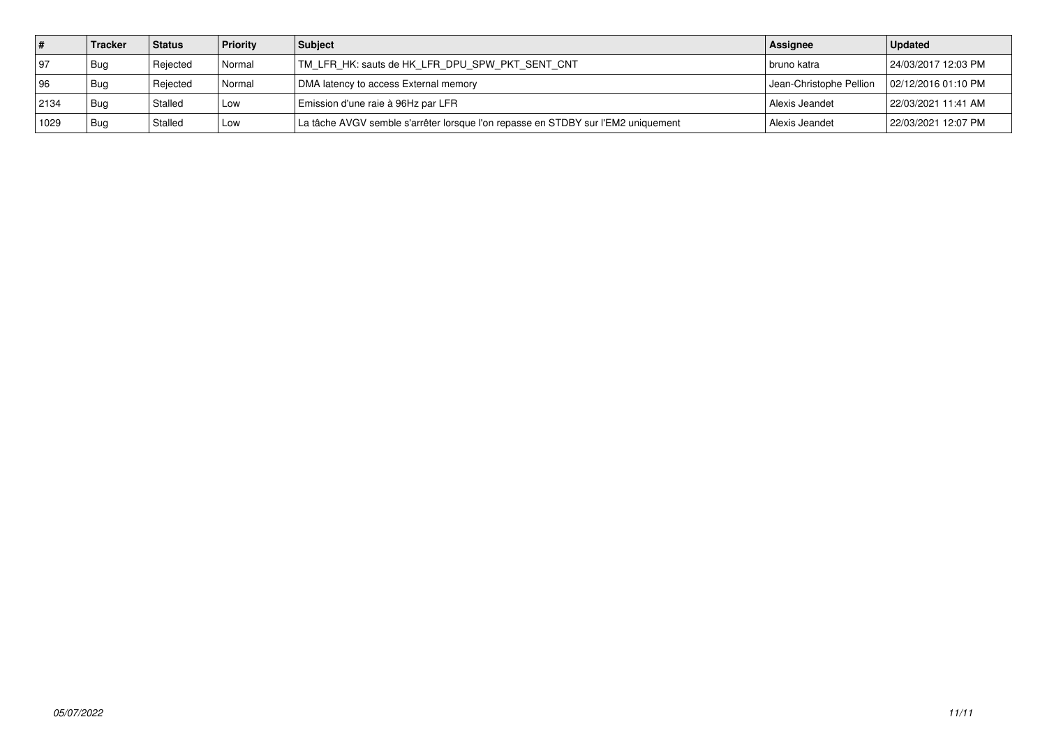| # | Tracker | Status | Priority | Subject | Assignee | Updated |
|---|---|---|---|---|---|---|
| 97 | Bug | Rejected | Normal | TM_LFR_HK: sauts de HK_LFR_DPU_SPW_PKT_SENT_CNT | bruno katra | 24/03/2017 12:03 PM |
| 96 | Bug | Rejected | Normal | DMA latency to access External memory | Jean-Christophe Pellion | 02/12/2016 01:10 PM |
| 2134 | Bug | Stalled | Low | Emission d'une raie à 96Hz par LFR | Alexis Jeandet | 22/03/2021 11:41 AM |
| 1029 | Bug | Stalled | Low | La tâche AVGV semble s'arrêter lorsque l'on repasse en STDBY sur l'EM2 uniquement | Alexis Jeandet | 22/03/2021 12:07 PM |